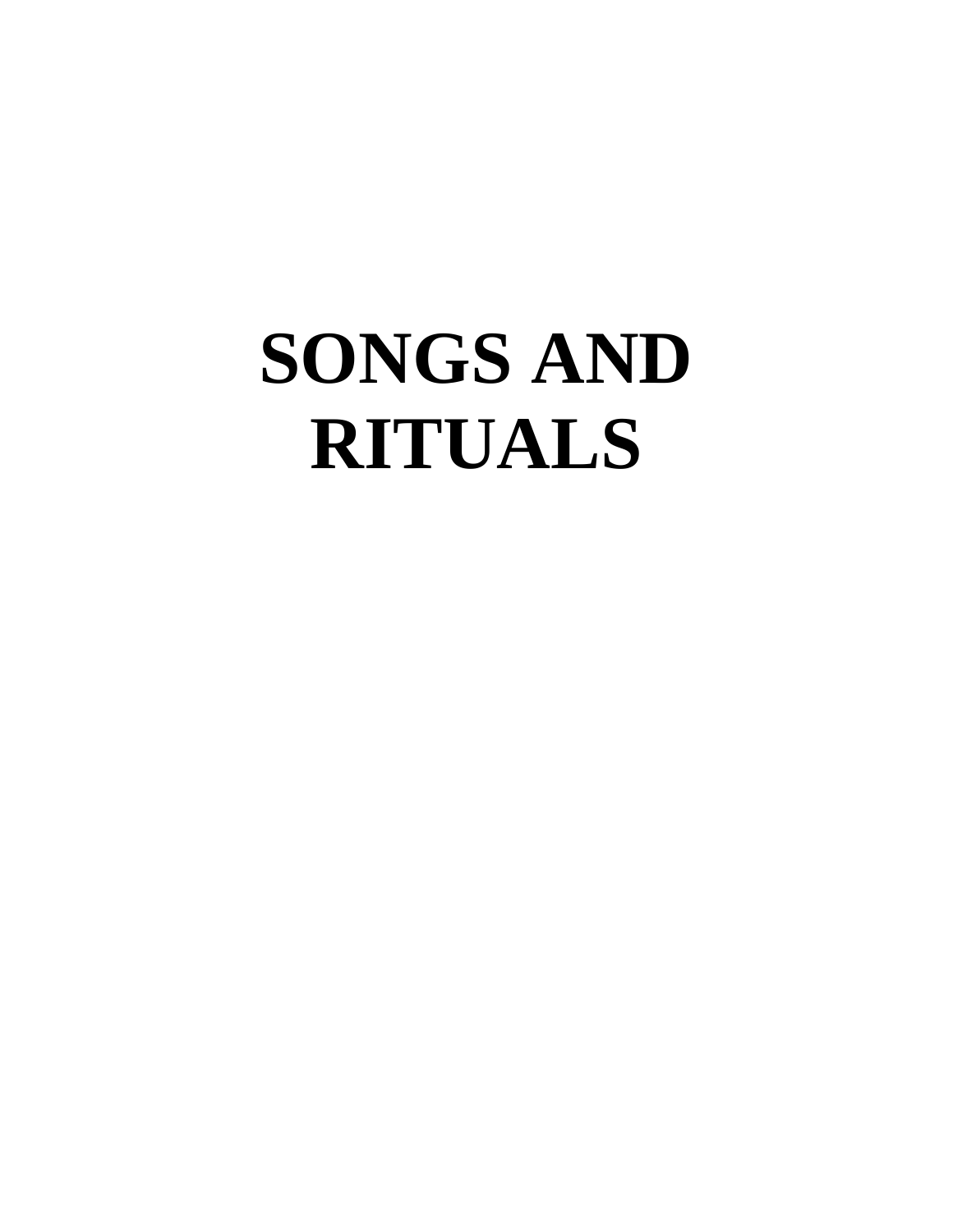# SONGS AND RITUALS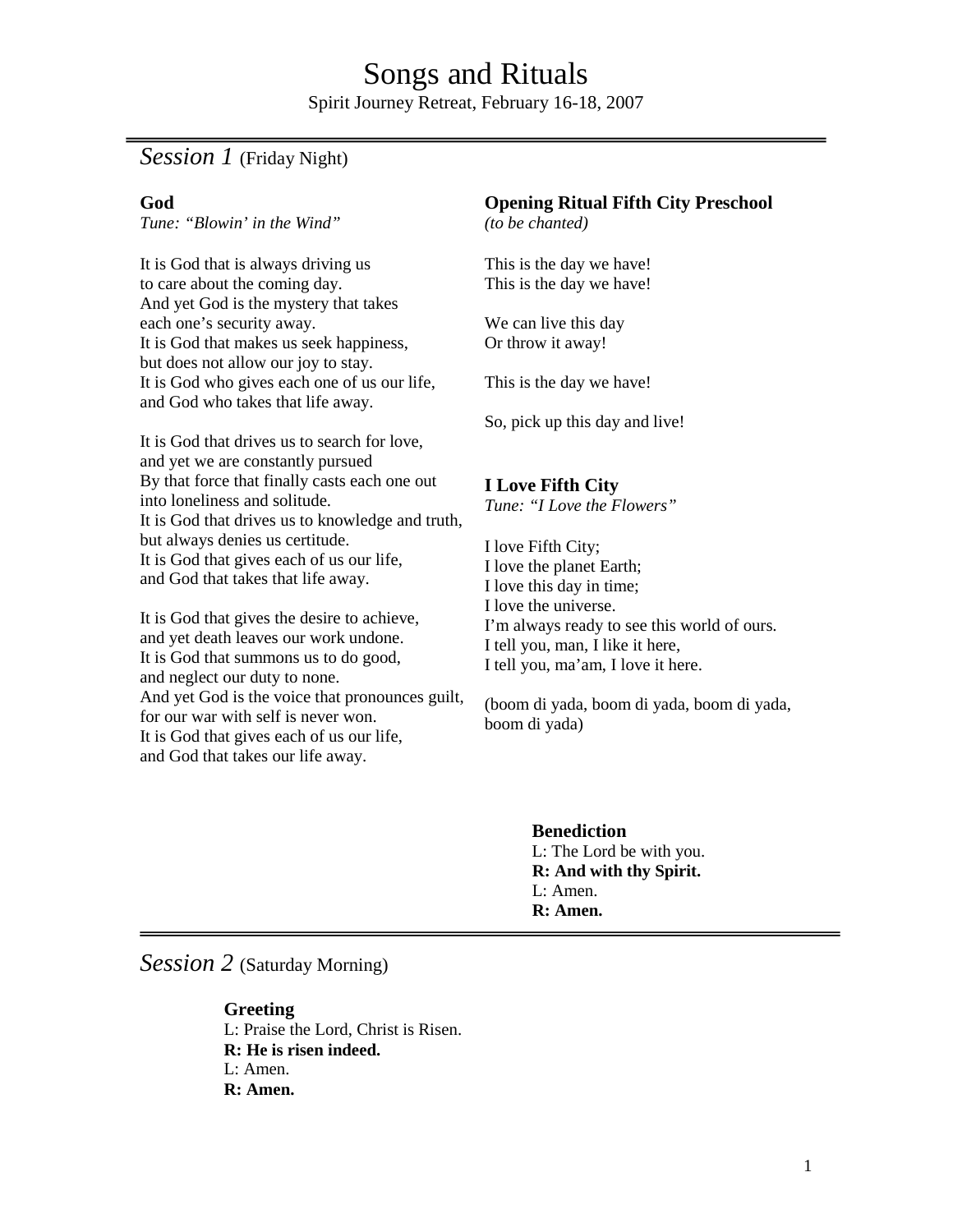# Songs and Rituals

Spirit Journey Retreat, February 16-18, 2007

## *Session 1* (Friday Night)

### God

*Tune: "Blowin' in the Wind"*

It is God that is always driving us
to care about the coming day.
And yet God is the mystery that takes
each one's security away.
It is God that makes us seek happiness,
but does not allow our joy to stay.
It is God who gives each one of us our life,
and God who takes that life away.

It is God that drives us to search for love,
and yet we are constantly pursued
By that force that finally casts each one out
into loneliness and solitude.
It is God that drives us to knowledge and truth,
but always denies us certitude.
It is God that gives each of us our life,
and God that takes that life away.

It is God that gives the desire to achieve,
and yet death leaves our work undone.
It is God that summons us to do good,
and neglect our duty to none.
And yet God is the voice that pronounces guilt,
for our war with self is never won.
It is God that gives each of us our life,
and God that takes our life away.

### Opening Ritual Fifth City Preschool

*(to be chanted)*

This is the day we have!
This is the day we have!

We can live this day
Or throw it away!

This is the day we have!

So, pick up this day and live!

### I Love Fifth City

*Tune: "I Love the Flowers"*

I love Fifth City;
I love the planet Earth;
I love this day in time;
I love the universe.
I'm always ready to see this world of ours.
I tell you, man, I like it here,
I tell you, ma'am, I love it here.

(boom di yada, boom di yada, boom di yada,
boom di yada)

### Benediction

L: The Lord be with you.
**R: And with thy Spirit.**
L: Amen.
**R: Amen.**

## *Session 2* (Saturday Morning)

### Greeting

L: Praise the Lord, Christ is Risen.
**R: He is risen indeed.**
L: Amen.
**R: Amen.**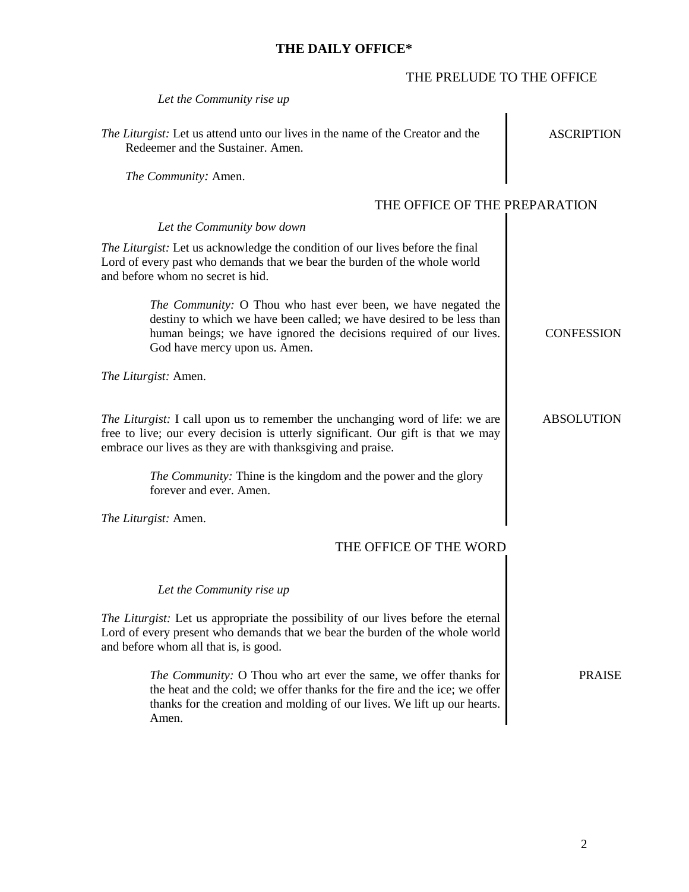# THE DAILY OFFICE*

## THE PRELUDE TO THE OFFICE

*Let the Community rise up*

**ASCRIPTION**

*The Liturgist:* Let us attend unto our lives in the name of the Creator and the Redeemer and the Sustainer. Amen.

*The Community:* Amen.

## THE OFFICE OF THE PREPARATION

*Let the Community bow down*

**CONFESSION**

*The Liturgist:* Let us acknowledge the condition of our lives before the final Lord of every past who demands that we bear the burden of the whole world and before whom no secret is hid.

> *The Community:* O Thou who hast ever been, we have negated the destiny to which we have been called; we have desired to be less than human beings; we have ignored the decisions required of our lives. God have mercy upon us. Amen.

*The Liturgist:* Amen.

**ABSOLUTION**

*The Liturgist:* I call upon us to remember the unchanging word of life: we are free to live; our every decision is utterly significant. Our gift is that we may embrace our lives as they are with thanksgiving and praise.

> *The Community:* Thine is the kingdom and the power and the glory forever and ever. Amen.

*The Liturgist:* Amen.

## THE OFFICE OF THE WORD

*Let the Community rise up*

**PRAISE**

*The Liturgist:* Let us appropriate the possibility of our lives before the eternal Lord of every present who demands that we bear the burden of the whole world and before whom all that is, is good.

> *The Community:* O Thou who art ever the same, we offer thanks for the heat and the cold; we offer thanks for the fire and the ice; we offer thanks for the creation and molding of our lives. We lift up our hearts. Amen.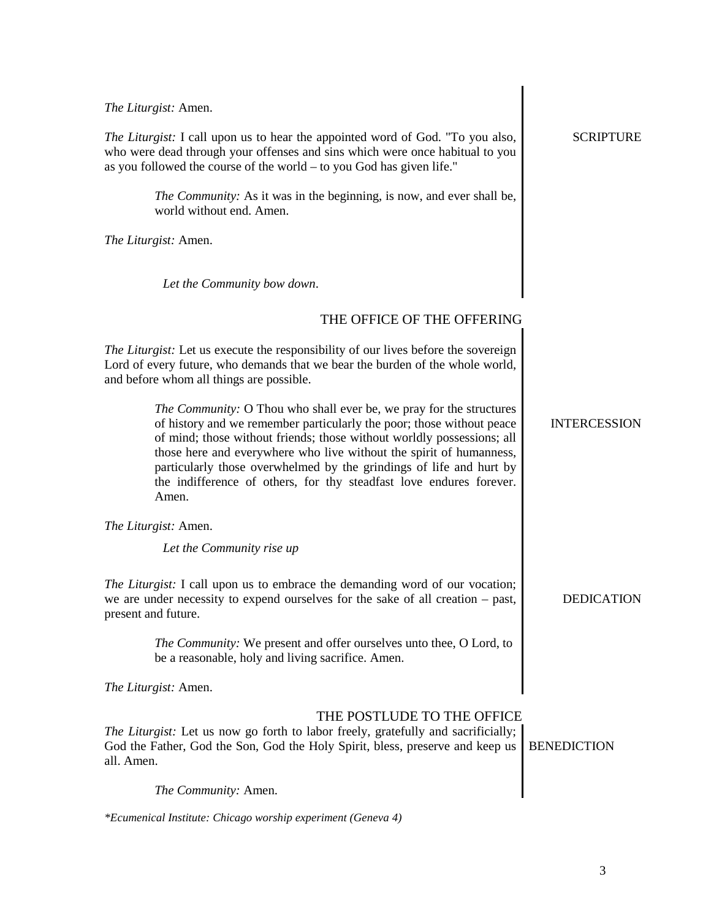*The Liturgist:* Amen.

SCRIPTURE

*The Liturgist:* I call upon us to hear the appointed word of God. "To you also, who were dead through your offenses and sins which were once habitual to you as you followed the course of the world – to you God has given life."

> *The Community:* As it was in the beginning, is now, and ever shall be, world without end. Amen.

*The Liturgist:* Amen.

*Let the Community bow down*.

## THE OFFICE OF THE OFFERING

*The Liturgist:* Let us execute the responsibility of our lives before the sovereign Lord of every future, who demands that we bear the burden of the whole world, and before whom all things are possible.

INTERCESSION

> *The Community:* O Thou who shall ever be, we pray for the structures of history and we remember particularly the poor; those without peace of mind; those without friends; those without worldly possessions; all those here and everywhere who live without the spirit of humanness, particularly those overwhelmed by the grindings of life and hurt by the indifference of others, for thy steadfast love endures forever. Amen.

*The Liturgist:* Amen.

*Let the Community rise up*

DEDICATION

*The Liturgist:* I call upon us to embrace the demanding word of our vocation; we are under necessity to expend ourselves for the sake of all creation – past, present and future.

> *The Community:* We present and offer ourselves unto thee, O Lord, to be a reasonable, holy and living sacrifice. Amen.

*The Liturgist:* Amen.

## THE POSTLUDE TO THE OFFICE

BENEDICTION

*The Liturgist:* Let us now go forth to labor freely, gratefully and sacrificially; God the Father, God the Son, God the Holy Spirit, bless, preserve and keep us all. Amen.

> *The Community:* Amen.

*\*Ecumenical Institute: Chicago worship experiment (Geneva 4)*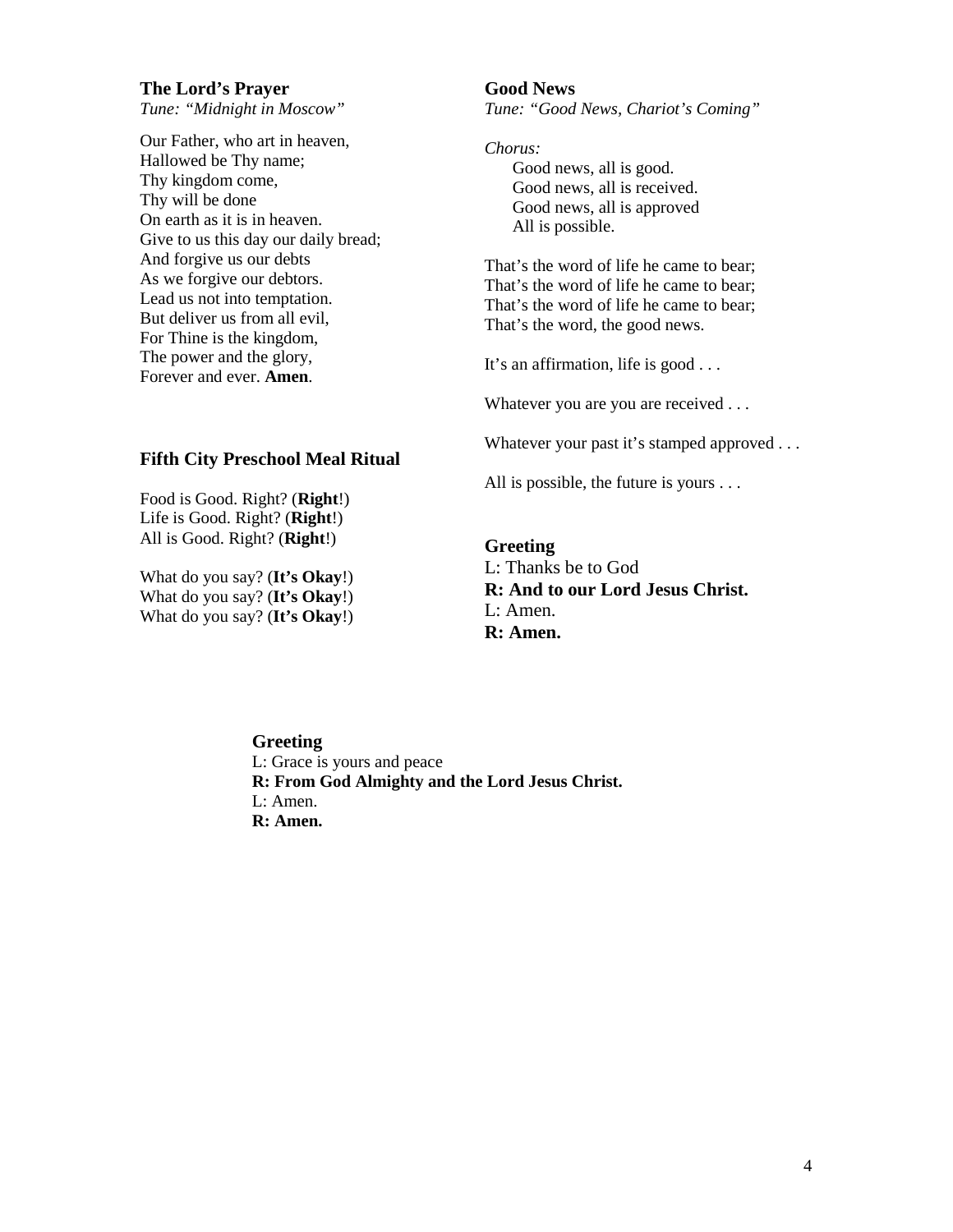### The Lord's Prayer

*Tune: "Midnight in Moscow"*

Our Father, who art in heaven,  
Hallowed be Thy name;  
Thy kingdom come,  
Thy will be done  
On earth as it is in heaven.  
Give to us this day our daily bread;  
And forgive us our debts  
As we forgive our debtors.  
Lead us not into temptation.  
But deliver us from all evil,  
For Thine is the kingdom,  
The power and the glory,  
Forever and ever. **Amen**.

### Fifth City Preschool Meal Ritual

Food is Good. Right? (**Right**!)  
Life is Good. Right? (**Right**!)  
All is Good. Right? (**Right**!)

What do you say? (**It's Okay**!)  
What do you say? (**It's Okay**!)  
What do you say? (**It's Okay**!)

### Good News

*Tune: "Good News, Chariot's Coming"*

*Chorus:*

Good news, all is good.  
Good news, all is received.  
Good news, all is approved  
All is possible.

That's the word of life he came to bear;  
That's the word of life he came to bear;  
That's the word of life he came to bear;  
That's the word, the good news.

It's an affirmation, life is good . . .

Whatever you are you are received . . .

Whatever your past it's stamped approved . . .

All is possible, the future is yours . . .

### Greeting

L: Thanks be to God  
**R: And to our Lord Jesus Christ.**  
L: Amen.  
**R: Amen.**

### Greeting

L: Grace is yours and peace  
**R: From God Almighty and the Lord Jesus Christ.**  
L: Amen.  
**R: Amen.**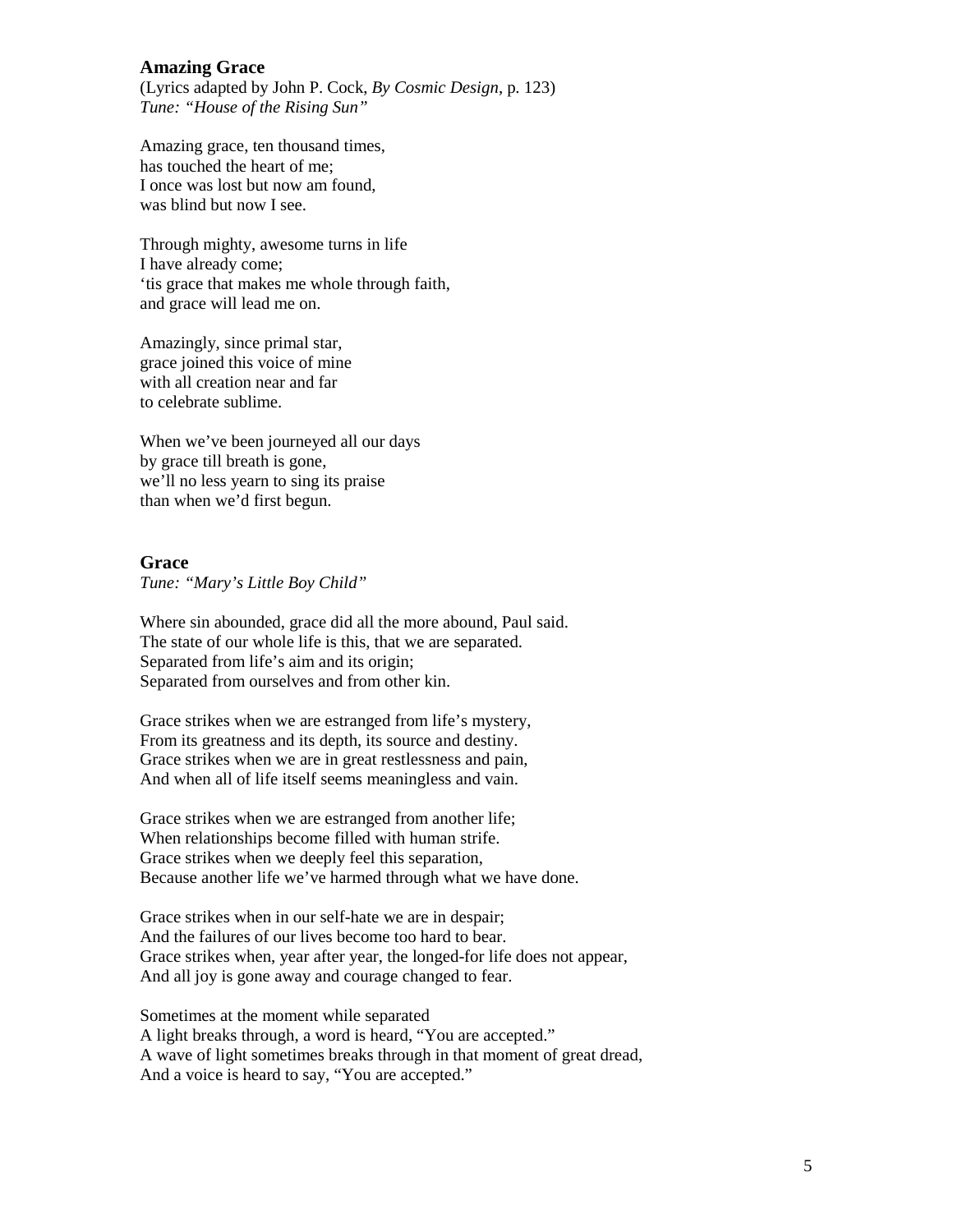## Amazing Grace

(Lyrics adapted by John P. Cock, *By Cosmic Design*, p. 123)
*Tune: "House of the Rising Sun"*

Amazing grace, ten thousand times,
has touched the heart of me;
I once was lost but now am found,
was blind but now I see.

Through mighty, awesome turns in life
I have already come;
'tis grace that makes me whole through faith,
and grace will lead me on.

Amazingly, since primal star,
grace joined this voice of mine
with all creation near and far
to celebrate sublime.

When we've been journeyed all our days
by grace till breath is gone,
we'll no less yearn to sing its praise
than when we'd first begun.

## Grace

*Tune: "Mary's Little Boy Child"*

Where sin abounded, grace did all the more abound, Paul said.
The state of our whole life is this, that we are separated.
Separated from life's aim and its origin;
Separated from ourselves and from other kin.

Grace strikes when we are estranged from life's mystery,
From its greatness and its depth, its source and destiny.
Grace strikes when we are in great restlessness and pain,
And when all of life itself seems meaningless and vain.

Grace strikes when we are estranged from another life;
When relationships become filled with human strife.
Grace strikes when we deeply feel this separation,
Because another life we've harmed through what we have done.

Grace strikes when in our self-hate we are in despair;
And the failures of our lives become too hard to bear.
Grace strikes when, year after year, the longed-for life does not appear,
And all joy is gone away and courage changed to fear.

Sometimes at the moment while separated
A light breaks through, a word is heard, "You are accepted."
A wave of light sometimes breaks through in that moment of great dread,
And a voice is heard to say, "You are accepted."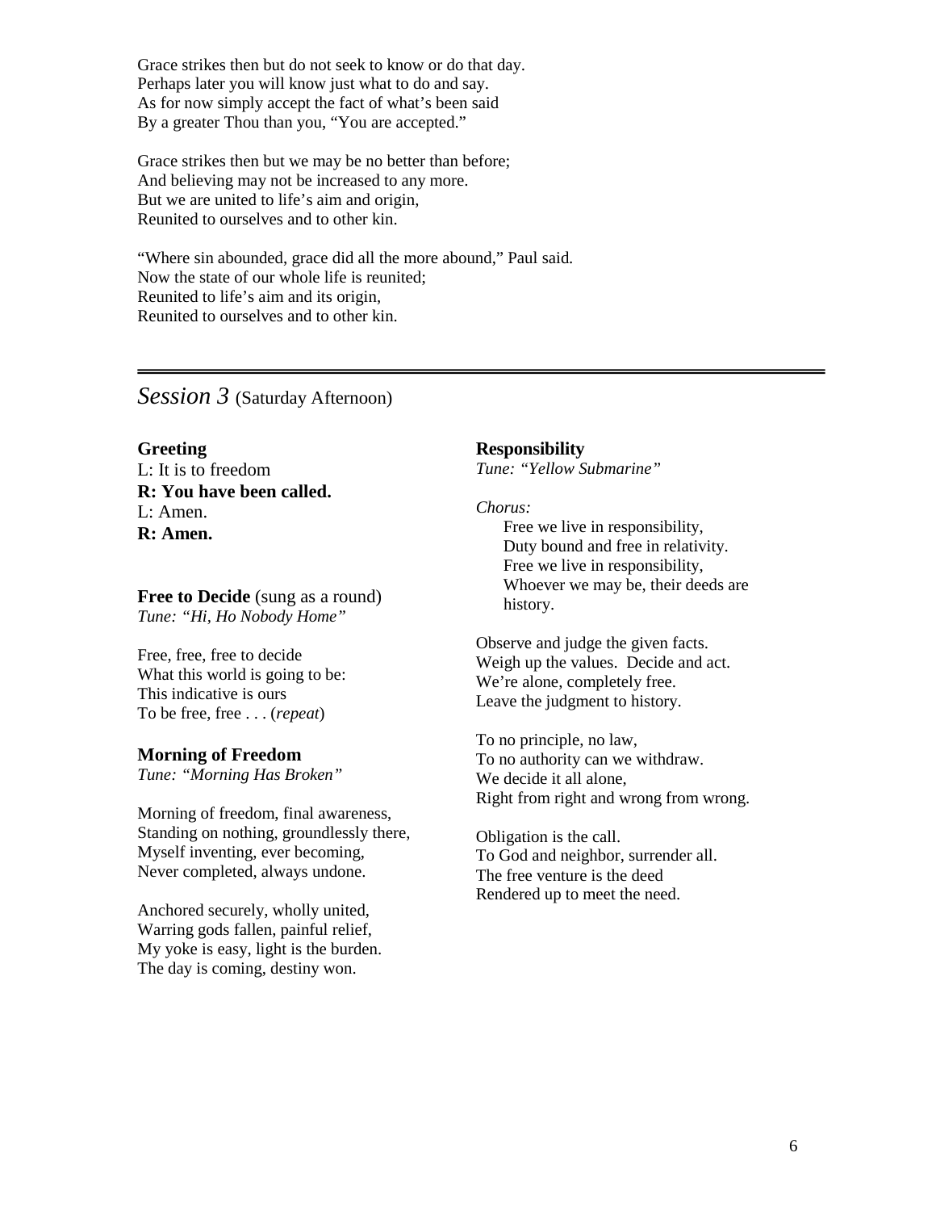Grace strikes then but do not seek to know or do that day.
Perhaps later you will know just what to do and say.
As for now simply accept the fact of what's been said
By a greater Thou than you, "You are accepted."

Grace strikes then but we may be no better than before;
And believing may not be increased to any more.
But we are united to life's aim and origin,
Reunited to ourselves and to other kin.

"Where sin abounded, grace did all the more abound," Paul said.
Now the state of our whole life is reunited;
Reunited to life's aim and its origin,
Reunited to ourselves and to other kin.

---

## *Session 3* (Saturday Afternoon)

**Greeting**

L: It is to freedom
**R: You have been called.**
L: Amen.
**R: Amen.**

**Free to Decide** (sung as a round)
*Tune: "Hi, Ho Nobody Home"*

Free, free, free to decide
What this world is going to be:
This indicative is ours
To be free, free . . . (*repeat*)

**Morning of Freedom**
*Tune: "Morning Has Broken"*

Morning of freedom, final awareness,
Standing on nothing, groundlessly there,
Myself inventing, ever becoming,
Never completed, always undone.

Anchored securely, wholly united,
Warring gods fallen, painful relief,
My yoke is easy, light is the burden.
The day is coming, destiny won.

**Responsibility**
*Tune: "Yellow Submarine"*

*Chorus:*
Free we live in responsibility,
Duty bound and free in relativity.
Free we live in responsibility,
Whoever we may be, their deeds are history.

Observe and judge the given facts.
Weigh up the values. Decide and act.
We're alone, completely free.
Leave the judgment to history.

To no principle, no law,
To no authority can we withdraw.
We decide it all alone,
Right from right and wrong from wrong.

Obligation is the call.
To God and neighbor, surrender all.
The free venture is the deed
Rendered up to meet the need.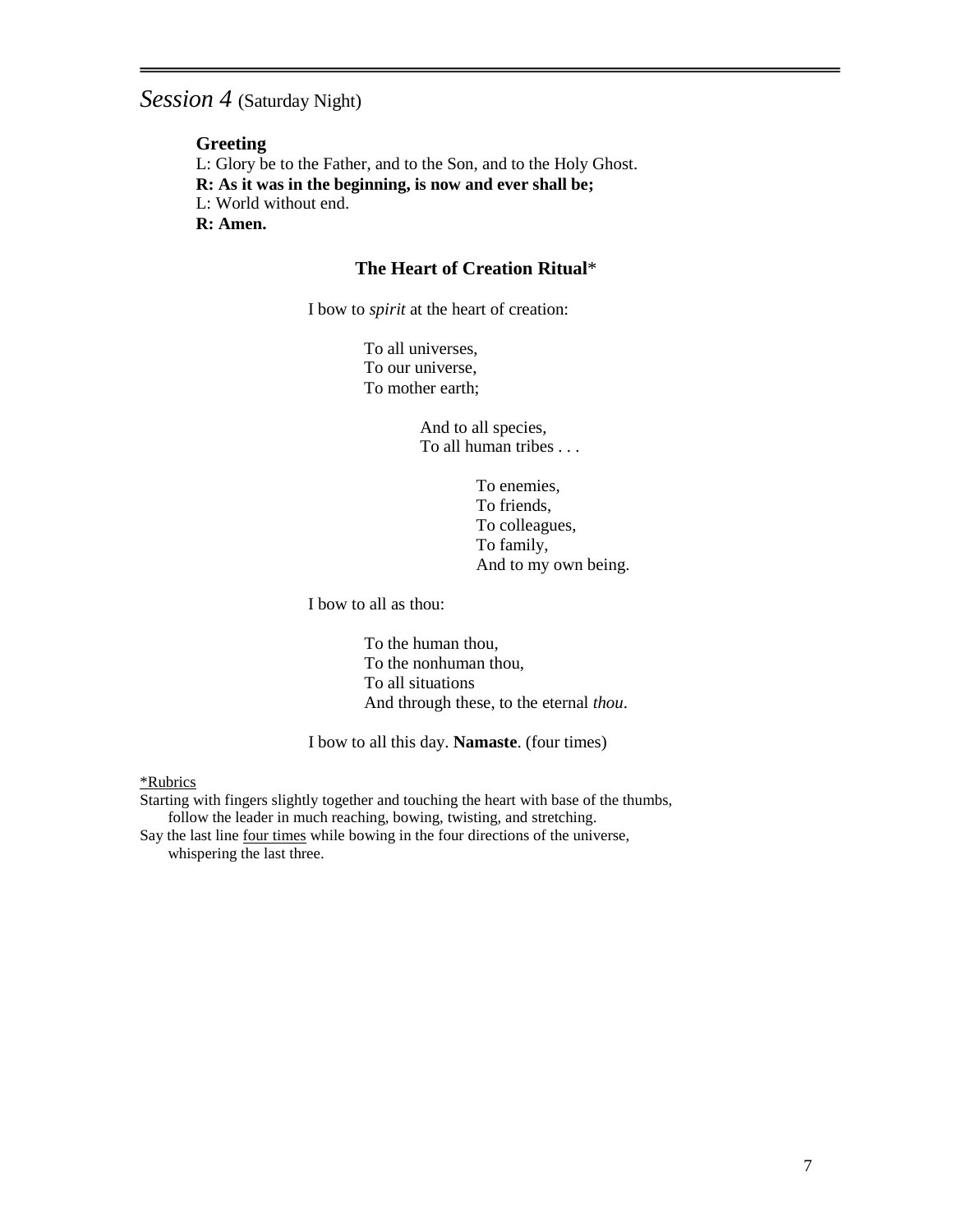## *Session 4* (Saturday Night)

**Greeting**

L: Glory be to the Father, and to the Son, and to the Holy Ghost.
**R: As it was in the beginning, is now and ever shall be;**
L: World without end.
**R: Amen.**

### The Heart of Creation Ritual*

I bow to *spirit* at the heart of creation:

> To all universes,
> To our universe,
> To mother earth;
>
> > And to all species,
> > To all human tribes . . .
> >
> > > To enemies,
> > > To friends,
> > > To colleagues,
> > > To family,
> > > And to my own being.

I bow to all as thou:

> To the human thou,
> To the nonhuman thou,
> To all situations
> And through these, to the eternal *thou*.

I bow to all this day. **Namaste**. (four times)

<u>*Rubrics</u>

Starting with fingers slightly together and touching the heart with base of the thumbs, follow the leader in much reaching, bowing, twisting, and stretching.

Say the last line <u>four times</u> while bowing in the four directions of the universe, whispering the last three.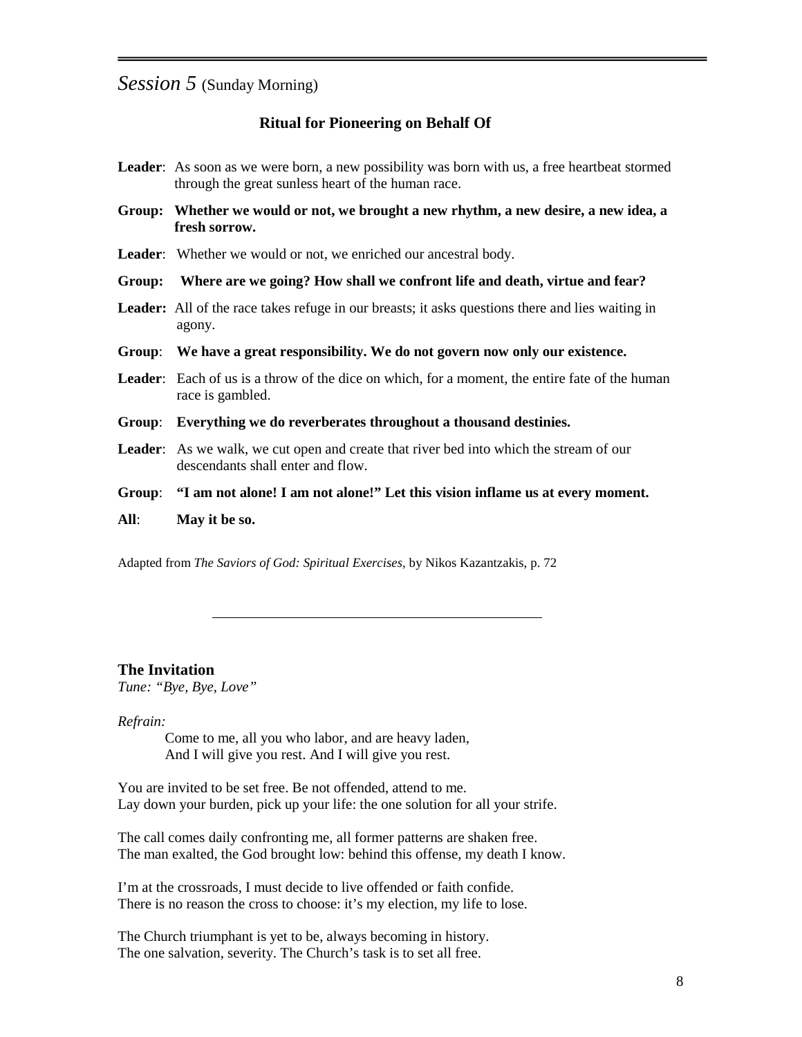*Session 5* (Sunday Morning)

### Ritual for Pioneering on Behalf Of

**Leader**: As soon as we were born, a new possibility was born with us, a free heartbeat stormed through the great sunless heart of the human race.

**Group: Whether we would or not, we brought a new rhythm, a new desire, a new idea, a fresh sorrow.**

**Leader**: Whether we would or not, we enriched our ancestral body.

**Group: Where are we going? How shall we confront life and death, virtue and fear?**

**Leader:** All of the race takes refuge in our breasts; it asks questions there and lies waiting in agony.

**Group**: **We have a great responsibility. We do not govern now only our existence.**

**Leader**: Each of us is a throw of the dice on which, for a moment, the entire fate of the human race is gambled.

**Group**: **Everything we do reverberates throughout a thousand destinies.**

**Leader**: As we walk, we cut open and create that river bed into which the stream of our descendants shall enter and flow.

**Group**: **"I am not alone! I am not alone!" Let this vision inflame us at every moment.**

**All**: **May it be so.**

Adapted from *The Saviors of God: Spiritual Exercises,* by Nikos Kazantzakis, p. 72

---

### The Invitation

*Tune: "Bye, Bye, Love"*

*Refrain:*

Come to me, all you who labor, and are heavy laden,
And I will give you rest. And I will give you rest.

You are invited to be set free. Be not offended, attend to me.
Lay down your burden, pick up your life: the one solution for all your strife.

The call comes daily confronting me, all former patterns are shaken free.
The man exalted, the God brought low: behind this offense, my death I know.

I'm at the crossroads, I must decide to live offended or faith confide.
There is no reason the cross to choose: it's my election, my life to lose.

The Church triumphant is yet to be, always becoming in history.
The one salvation, severity. The Church's task is to set all free.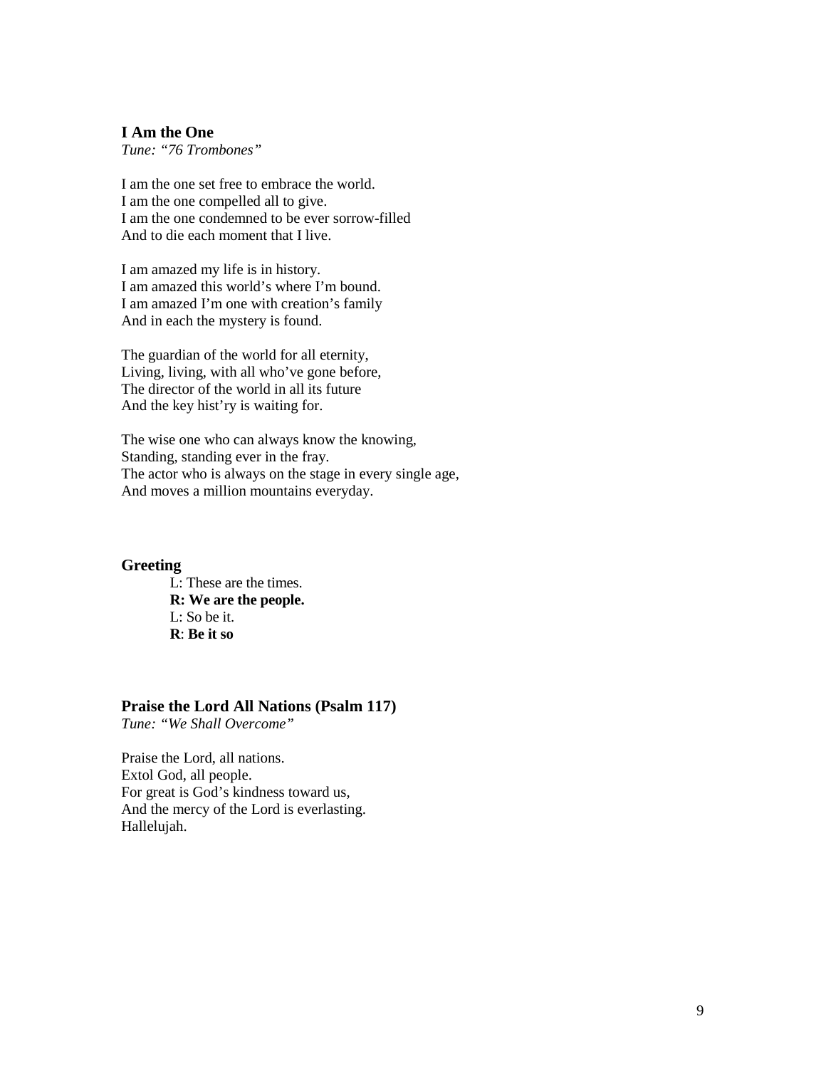### I Am the One

*Tune: "76 Trombones"*

I am the one set free to embrace the world.  
I am the one compelled all to give.  
I am the one condemned to be ever sorrow-filled  
And to die each moment that I live.

I am amazed my life is in history.  
I am amazed this world's where I'm bound.  
I am amazed I'm one with creation's family  
And in each the mystery is found.

The guardian of the world for all eternity,  
Living, living, with all who've gone before,  
The director of the world in all its future  
And the key hist'ry is waiting for.

The wise one who can always know the knowing,  
Standing, standing ever in the fray.  
The actor who is always on the stage in every single age,  
And moves a million mountains everyday.

### Greeting

L: These are the times.  
**R: We are the people.**  
L: So be it.  
**R**: **Be it so**

### Praise the Lord All Nations (Psalm 117)

*Tune: "We Shall Overcome"*

Praise the Lord, all nations.  
Extol God, all people.  
For great is God's kindness toward us,  
And the mercy of the Lord is everlasting.  
Hallelujah.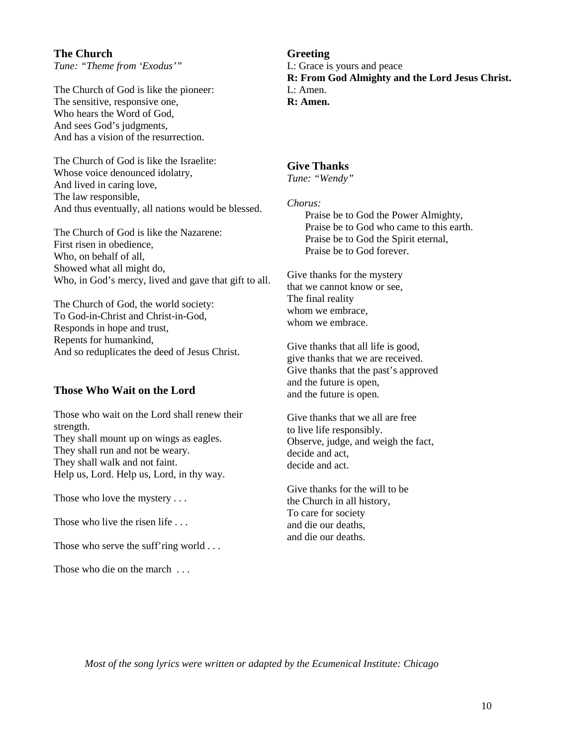### The Church

*Tune: "Theme from 'Exodus'"*

The Church of God is like the pioneer:
The sensitive, responsive one,
Who hears the Word of God,
And sees God's judgments,
And has a vision of the resurrection.

The Church of God is like the Israelite:
Whose voice denounced idolatry,
And lived in caring love,
The law responsible,
And thus eventually, all nations would be blessed.

The Church of God is like the Nazarene:
First risen in obedience,
Who, on behalf of all,
Showed what all might do,
Who, in God's mercy, lived and gave that gift to all.

The Church of God, the world society:
To God-in-Christ and Christ-in-God,
Responds in hope and trust,
Repents for humankind,
And so reduplicates the deed of Jesus Christ.

### Those Who Wait on the Lord

Those who wait on the Lord shall renew their strength.
They shall mount up on wings as eagles.
They shall run and not be weary.
They shall walk and not faint.
Help us, Lord. Help us, Lord, in thy way.

Those who love the mystery . . .

Those who live the risen life . . .

Those who serve the suff'ring world . . .

Those who die on the march . . .

### Greeting

L: Grace is yours and peace
**R: From God Almighty and the Lord Jesus Christ.**
L: Amen.
**R: Amen.**

### Give Thanks

*Tune: "Wendy"*

*Chorus:*

Praise be to God the Power Almighty,
Praise be to God who came to this earth.
Praise be to God the Spirit eternal,
Praise be to God forever.

Give thanks for the mystery
that we cannot know or see,
The final reality
whom we embrace,
whom we embrace.

Give thanks that all life is good,
give thanks that we are received.
Give thanks that the past's approved
and the future is open,
and the future is open.

Give thanks that we all are free
to live life responsibly.
Observe, judge, and weigh the fact,
decide and act,
decide and act.

Give thanks for the will to be
the Church in all history,
To care for society
and die our deaths,
and die our deaths.

*Most of the song lyrics were written or adapted by the Ecumenical Institute: Chicago*